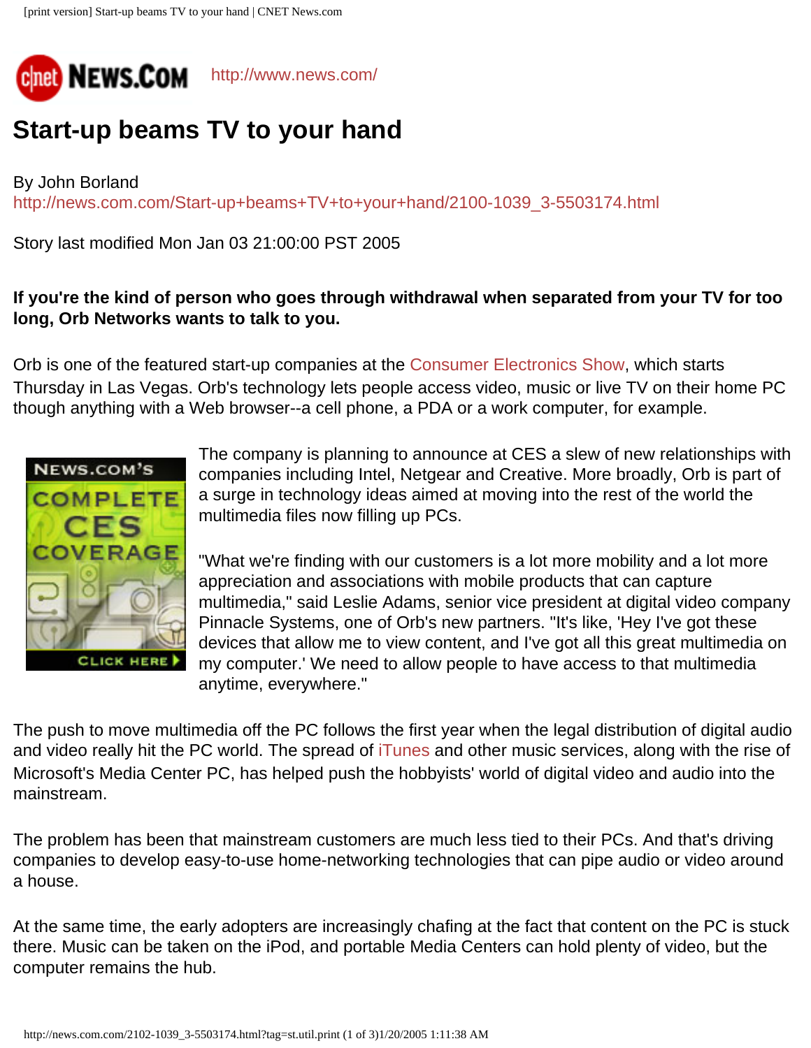http://www.news.com/

# Start-up beams TV to your hand

By John Borland
http://news.com.com/Start-up+beams+TV+to+your+hand/2100-1039_3-5503174.html

Story last modified Mon Jan 03 21:00:00 PST 2005

**If you're the kind of person who goes through withdrawal when separated from your TV for too long, Orb Networks wants to talk to you.**

Orb is one of the featured start-up companies at the Consumer Electronics Show, which starts Thursday in Las Vegas. Orb's technology lets people access video, music or live TV on their home PC though anything with a Web browser--a cell phone, a PDA or a work computer, for example.

NEWS.COM'S COMPLETE CES COVERAGE CLICK HERE

The company is planning to announce at CES a slew of new relationships with companies including Intel, Netgear and Creative. More broadly, Orb is part of a surge in technology ideas aimed at moving into the rest of the world the multimedia files now filling up PCs.

"What we're finding with our customers is a lot more mobility and a lot more appreciation and associations with mobile products that can capture multimedia," said Leslie Adams, senior vice president at digital video company Pinnacle Systems, one of Orb's new partners. "It's like, 'Hey I've got these devices that allow me to view content, and I've got all this great multimedia on my computer.' We need to allow people to have access to that multimedia anytime, everywhere."

The push to move multimedia off the PC follows the first year when the legal distribution of digital audio and video really hit the PC world. The spread of iTunes and other music services, along with the rise of Microsoft's Media Center PC, has helped push the hobbyists' world of digital video and audio into the mainstream.

The problem has been that mainstream customers are much less tied to their PCs. And that's driving companies to develop easy-to-use home-networking technologies that can pipe audio or video around a house.

At the same time, the early adopters are increasingly chafing at the fact that content on the PC is stuck there. Music can be taken on the iPod, and portable Media Centers can hold plenty of video, but the computer remains the hub.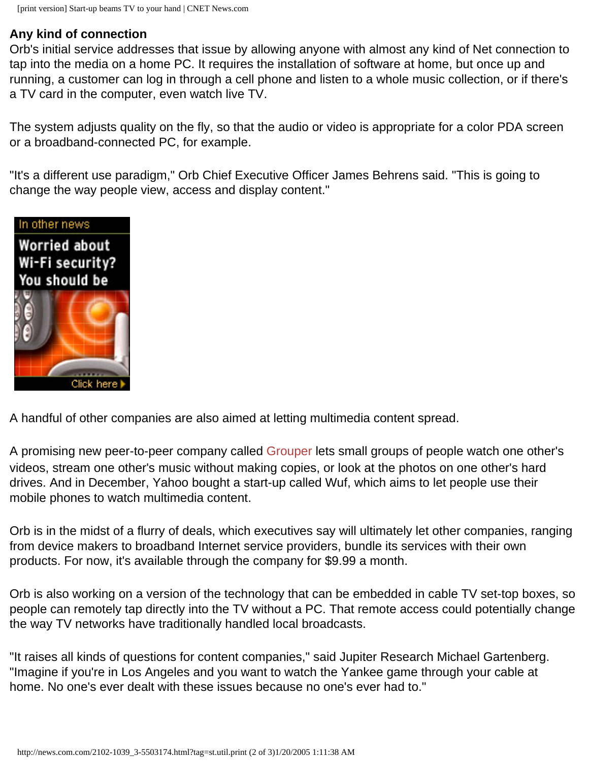## Any kind of connection

Orb's initial service addresses that issue by allowing anyone with almost any kind of Net connection to tap into the media on a home PC. It requires the installation of software at home, but once up and running, a customer can log in through a cell phone and listen to a whole music collection, or if there's a TV card in the computer, even watch live TV.

The system adjusts quality on the fly, so that the audio or video is appropriate for a color PDA screen or a broadband-connected PC, for example.

"It's a different use paradigm," Orb Chief Executive Officer James Behrens said. "This is going to change the way people view, access and display content."

A handful of other companies are also aimed at letting multimedia content spread.

A promising new peer-to-peer company called Grouper lets small groups of people watch one other's videos, stream one other's music without making copies, or look at the photos on one other's hard drives. And in December, Yahoo bought a start-up called Wuf, which aims to let people use their mobile phones to watch multimedia content.

Orb is in the midst of a flurry of deals, which executives say will ultimately let other companies, ranging from device makers to broadband Internet service providers, bundle its services with their own products. For now, it's available through the company for $9.99 a month.

Orb is also working on a version of the technology that can be embedded in cable TV set-top boxes, so people can remotely tap directly into the TV without a PC. That remote access could potentially change the way TV networks have traditionally handled local broadcasts.

"It raises all kinds of questions for content companies," said Jupiter Research Michael Gartenberg. "Imagine if you're in Los Angeles and you want to watch the Yankee game through your cable at home. No one's ever dealt with these issues because no one's ever had to."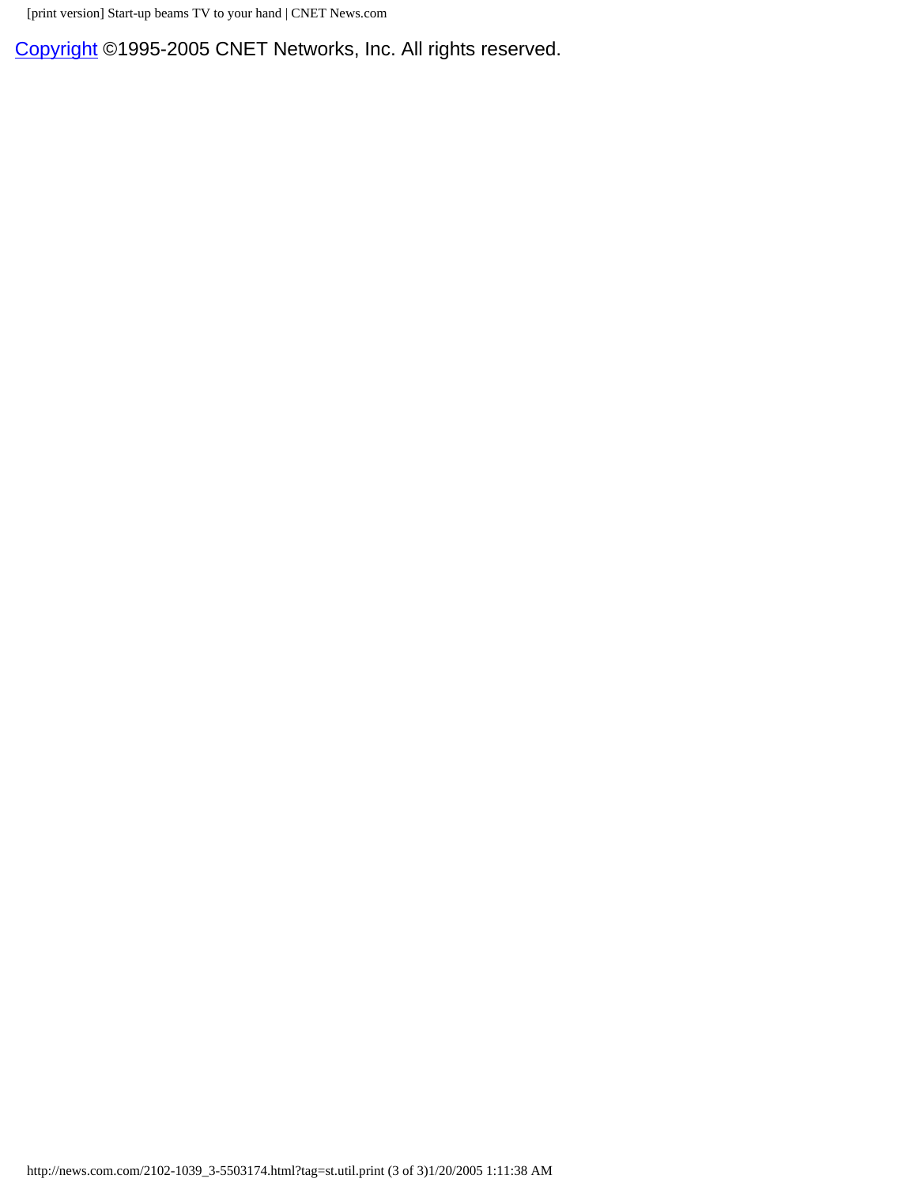[Copyright](#) ©1995-2005 CNET Networks, Inc. All rights reserved.